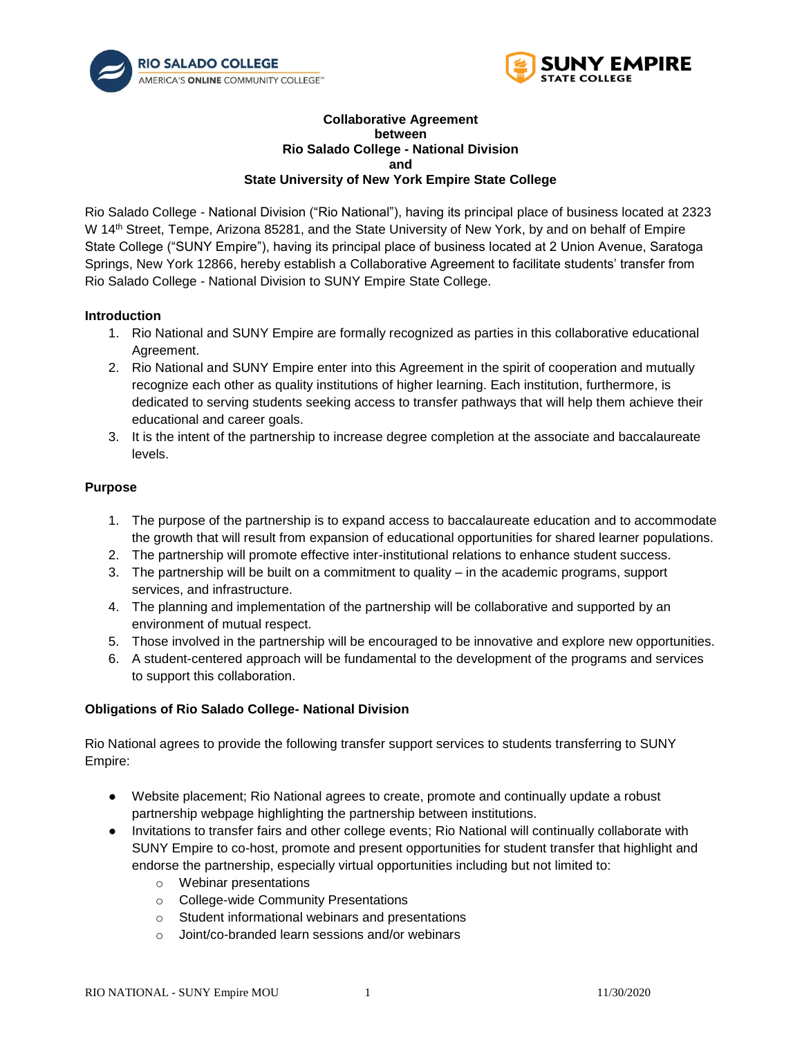**Collaborative Agreement**
**between**
**Rio Salado College - National Division**
**and**
**State University of New York Empire State College**

Rio Salado College - National Division ("Rio National"), having its principal place of business located at 2323 W 14th Street, Tempe, Arizona 85281, and the State University of New York, by and on behalf of Empire State College ("SUNY Empire"), having its principal place of business located at 2 Union Avenue, Saratoga Springs, New York 12866, hereby establish a Collaborative Agreement to facilitate students' transfer from Rio Salado College - National Division to SUNY Empire State College.

**Introduction**

1. Rio National and SUNY Empire are formally recognized as parties in this collaborative educational Agreement.
2. Rio National and SUNY Empire enter into this Agreement in the spirit of cooperation and mutually recognize each other as quality institutions of higher learning. Each institution, furthermore, is dedicated to serving students seeking access to transfer pathways that will help them achieve their educational and career goals.
3. It is the intent of the partnership to increase degree completion at the associate and baccalaureate levels.

**Purpose**

1. The purpose of the partnership is to expand access to baccalaureate education and to accommodate the growth that will result from expansion of educational opportunities for shared learner populations.
2. The partnership will promote effective inter-institutional relations to enhance student success.
3. The partnership will be built on a commitment to quality – in the academic programs, support services, and infrastructure.
4. The planning and implementation of the partnership will be collaborative and supported by an environment of mutual respect.
5. Those involved in the partnership will be encouraged to be innovative and explore new opportunities.
6. A student-centered approach will be fundamental to the development of the programs and services to support this collaboration.

**Obligations of Rio Salado College- National Division**

Rio National agrees to provide the following transfer support services to students transferring to SUNY Empire:

- Website placement; Rio National agrees to create, promote and continually update a robust partnership webpage highlighting the partnership between institutions.
- Invitations to transfer fairs and other college events; Rio National will continually collaborate with SUNY Empire to co-host, promote and present opportunities for student transfer that highlight and endorse the partnership, especially virtual opportunities including but not limited to:
  - Webinar presentations
  - College-wide Community Presentations
  - Student informational webinars and presentations
  - Joint/co-branded learn sessions and/or webinars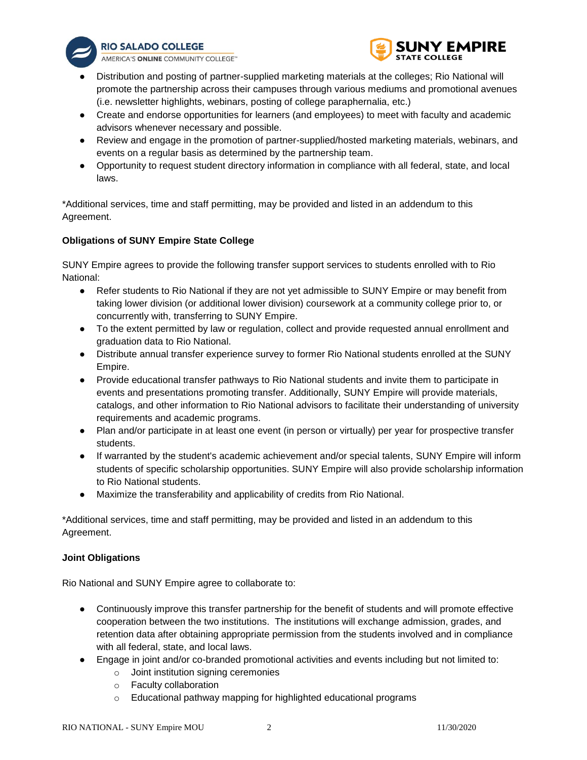- Distribution and posting of partner-supplied marketing materials at the colleges; Rio National will promote the partnership across their campuses through various mediums and promotional avenues (i.e. newsletter highlights, webinars, posting of college paraphernalia, etc.)
- Create and endorse opportunities for learners (and employees) to meet with faculty and academic advisors whenever necessary and possible.
- Review and engage in the promotion of partner-supplied/hosted marketing materials, webinars, and events on a regular basis as determined by the partnership team.
- Opportunity to request student directory information in compliance with all federal, state, and local laws.

*Additional services, time and staff permitting, may be provided and listed in an addendum to this Agreement.

**Obligations of SUNY Empire State College**

SUNY Empire agrees to provide the following transfer support services to students enrolled with to Rio National:

- Refer students to Rio National if they are not yet admissible to SUNY Empire or may benefit from taking lower division (or additional lower division) coursework at a community college prior to, or concurrently with, transferring to SUNY Empire.
- To the extent permitted by law or regulation, collect and provide requested annual enrollment and graduation data to Rio National.
- Distribute annual transfer experience survey to former Rio National students enrolled at the SUNY Empire.
- Provide educational transfer pathways to Rio National students and invite them to participate in events and presentations promoting transfer. Additionally, SUNY Empire will provide materials, catalogs, and other information to Rio National advisors to facilitate their understanding of university requirements and academic programs.
- Plan and/or participate in at least one event (in person or virtually) per year for prospective transfer students.
- If warranted by the student's academic achievement and/or special talents, SUNY Empire will inform students of specific scholarship opportunities. SUNY Empire will also provide scholarship information to Rio National students.
- Maximize the transferability and applicability of credits from Rio National.

*Additional services, time and staff permitting, may be provided and listed in an addendum to this Agreement.

**Joint Obligations**

Rio National and SUNY Empire agree to collaborate to:

- Continuously improve this transfer partnership for the benefit of students and will promote effective cooperation between the two institutions. The institutions will exchange admission, grades, and retention data after obtaining appropriate permission from the students involved and in compliance with all federal, state, and local laws.
- Engage in joint and/or co-branded promotional activities and events including but not limited to:
  - Joint institution signing ceremonies
  - Faculty collaboration
  - Educational pathway mapping for highlighted educational programs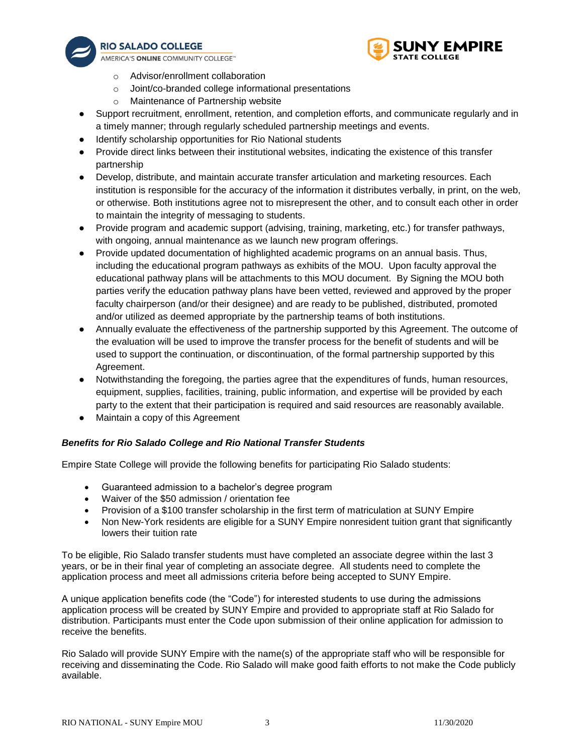- Advisor/enrollment collaboration
  - Joint/co-branded college informational presentations
  - Maintenance of Partnership website
- Support recruitment, enrollment, retention, and completion efforts, and communicate regularly and in a timely manner; through regularly scheduled partnership meetings and events.
- Identify scholarship opportunities for Rio National students
- Provide direct links between their institutional websites, indicating the existence of this transfer partnership
- Develop, distribute, and maintain accurate transfer articulation and marketing resources. Each institution is responsible for the accuracy of the information it distributes verbally, in print, on the web, or otherwise. Both institutions agree not to misrepresent the other, and to consult each other in order to maintain the integrity of messaging to students.
- Provide program and academic support (advising, training, marketing, etc.) for transfer pathways, with ongoing, annual maintenance as we launch new program offerings.
- Provide updated documentation of highlighted academic programs on an annual basis. Thus, including the educational program pathways as exhibits of the MOU. Upon faculty approval the educational pathway plans will be attachments to this MOU document. By Signing the MOU both parties verify the education pathway plans have been vetted, reviewed and approved by the proper faculty chairperson (and/or their designee) and are ready to be published, distributed, promoted and/or utilized as deemed appropriate by the partnership teams of both institutions.
- Annually evaluate the effectiveness of the partnership supported by this Agreement. The outcome of the evaluation will be used to improve the transfer process for the benefit of students and will be used to support the continuation, or discontinuation, of the formal partnership supported by this Agreement.
- Notwithstanding the foregoing, the parties agree that the expenditures of funds, human resources, equipment, supplies, facilities, training, public information, and expertise will be provided by each party to the extent that their participation is required and said resources are reasonably available.
- Maintain a copy of this Agreement

***Benefits for Rio Salado College and Rio National Transfer Students***

Empire State College will provide the following benefits for participating Rio Salado students:

- Guaranteed admission to a bachelor's degree program
- Waiver of the $50 admission / orientation fee
- Provision of a $100 transfer scholarship in the first term of matriculation at SUNY Empire
- Non New-York residents are eligible for a SUNY Empire nonresident tuition grant that significantly lowers their tuition rate

To be eligible, Rio Salado transfer students must have completed an associate degree within the last 3 years, or be in their final year of completing an associate degree. All students need to complete the application process and meet all admissions criteria before being accepted to SUNY Empire.

A unique application benefits code (the "Code") for interested students to use during the admissions application process will be created by SUNY Empire and provided to appropriate staff at Rio Salado for distribution. Participants must enter the Code upon submission of their online application for admission to receive the benefits.

Rio Salado will provide SUNY Empire with the name(s) of the appropriate staff who will be responsible for receiving and disseminating the Code. Rio Salado will make good faith efforts to not make the Code publicly available.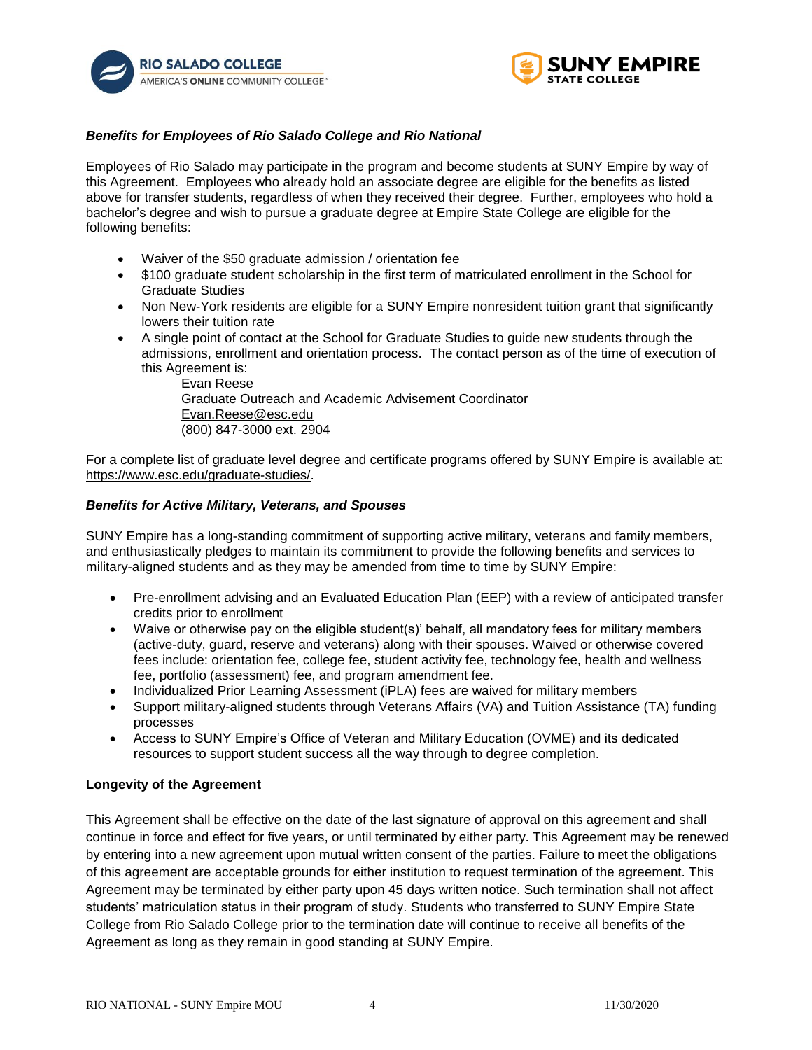***Benefits for Employees of Rio Salado College and Rio National***

Employees of Rio Salado may participate in the program and become students at SUNY Empire by way of this Agreement. Employees who already hold an associate degree are eligible for the benefits as listed above for transfer students, regardless of when they received their degree. Further, employees who hold a bachelor's degree and wish to pursue a graduate degree at Empire State College are eligible for the following benefits:

- Waiver of the $50 graduate admission / orientation fee
- $100 graduate student scholarship in the first term of matriculated enrollment in the School for Graduate Studies
- Non New-York residents are eligible for a SUNY Empire nonresident tuition grant that significantly lowers their tuition rate
- A single point of contact at the School for Graduate Studies to guide new students through the admissions, enrollment and orientation process. The contact person as of the time of execution of this Agreement is:
  
  Evan Reese  
  Graduate Outreach and Academic Advisement Coordinator  
  Evan.Reese@esc.edu  
  (800) 847-3000 ext. 2904

For a complete list of graduate level degree and certificate programs offered by SUNY Empire is available at: https://www.esc.edu/graduate-studies/.

***Benefits for Active Military, Veterans, and Spouses***

SUNY Empire has a long-standing commitment of supporting active military, veterans and family members, and enthusiastically pledges to maintain its commitment to provide the following benefits and services to military-aligned students and as they may be amended from time to time by SUNY Empire:

- Pre-enrollment advising and an Evaluated Education Plan (EEP) with a review of anticipated transfer credits prior to enrollment
- Waive or otherwise pay on the eligible student(s)' behalf, all mandatory fees for military members (active-duty, guard, reserve and veterans) along with their spouses. Waived or otherwise covered fees include: orientation fee, college fee, student activity fee, technology fee, health and wellness fee, portfolio (assessment) fee, and program amendment fee.
- Individualized Prior Learning Assessment (iPLA) fees are waived for military members
- Support military-aligned students through Veterans Affairs (VA) and Tuition Assistance (TA) funding processes
- Access to SUNY Empire's Office of Veteran and Military Education (OVME) and its dedicated resources to support student success all the way through to degree completion.

**Longevity of the Agreement**

This Agreement shall be effective on the date of the last signature of approval on this agreement and shall continue in force and effect for five years, or until terminated by either party. This Agreement may be renewed by entering into a new agreement upon mutual written consent of the parties. Failure to meet the obligations of this agreement are acceptable grounds for either institution to request termination of the agreement. This Agreement may be terminated by either party upon 45 days written notice. Such termination shall not affect students' matriculation status in their program of study. Students who transferred to SUNY Empire State College from Rio Salado College prior to the termination date will continue to receive all benefits of the Agreement as long as they remain in good standing at SUNY Empire.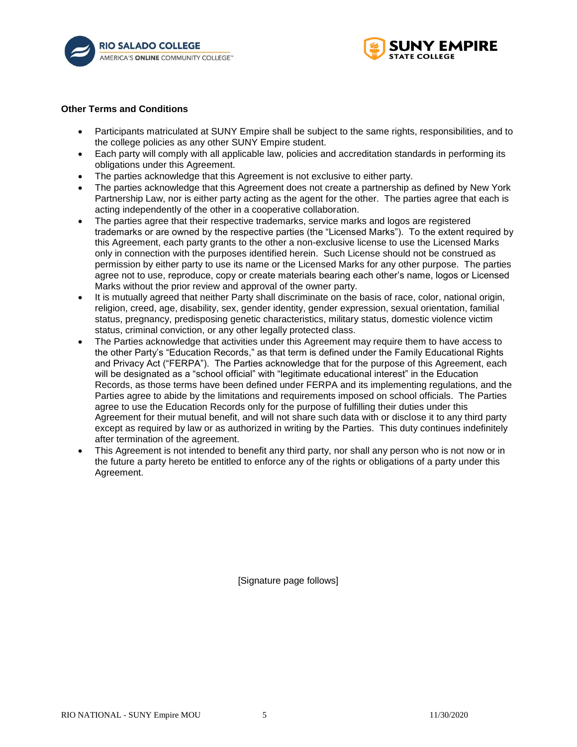**Other Terms and Conditions**

- Participants matriculated at SUNY Empire shall be subject to the same rights, responsibilities, and to the college policies as any other SUNY Empire student.
- Each party will comply with all applicable law, policies and accreditation standards in performing its obligations under this Agreement.
- The parties acknowledge that this Agreement is not exclusive to either party.
- The parties acknowledge that this Agreement does not create a partnership as defined by New York Partnership Law, nor is either party acting as the agent for the other. The parties agree that each is acting independently of the other in a cooperative collaboration.
- The parties agree that their respective trademarks, service marks and logos are registered trademarks or are owned by the respective parties (the "Licensed Marks"). To the extent required by this Agreement, each party grants to the other a non-exclusive license to use the Licensed Marks only in connection with the purposes identified herein. Such License should not be construed as permission by either party to use its name or the Licensed Marks for any other purpose. The parties agree not to use, reproduce, copy or create materials bearing each other's name, logos or Licensed Marks without the prior review and approval of the owner party.
- It is mutually agreed that neither Party shall discriminate on the basis of race, color, national origin, religion, creed, age, disability, sex, gender identity, gender expression, sexual orientation, familial status, pregnancy, predisposing genetic characteristics, military status, domestic violence victim status, criminal conviction, or any other legally protected class.
- The Parties acknowledge that activities under this Agreement may require them to have access to the other Party's "Education Records," as that term is defined under the Family Educational Rights and Privacy Act ("FERPA"). The Parties acknowledge that for the purpose of this Agreement, each will be designated as a "school official" with "legitimate educational interest" in the Education Records, as those terms have been defined under FERPA and its implementing regulations, and the Parties agree to abide by the limitations and requirements imposed on school officials. The Parties agree to use the Education Records only for the purpose of fulfilling their duties under this Agreement for their mutual benefit, and will not share such data with or disclose it to any third party except as required by law or as authorized in writing by the Parties. This duty continues indefinitely after termination of the agreement.
- This Agreement is not intended to benefit any third party, nor shall any person who is not now or in the future a party hereto be entitled to enforce any of the rights or obligations of a party under this Agreement.

[Signature page follows]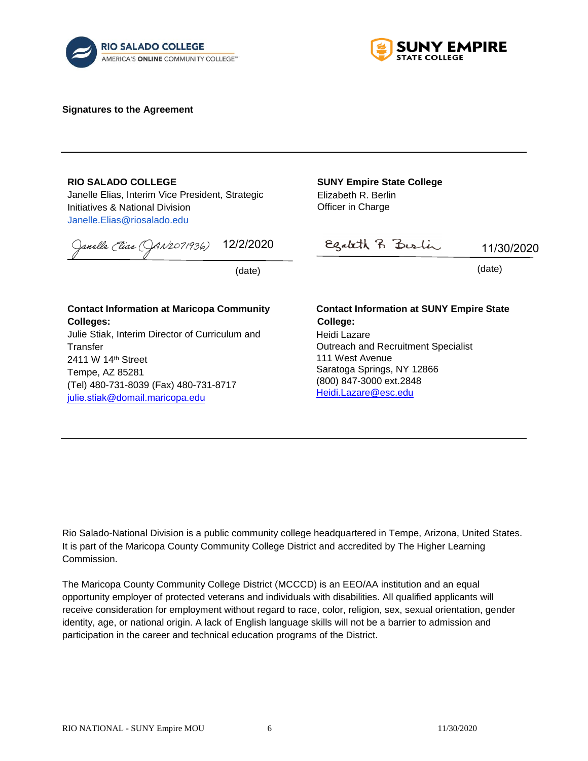**Signatures to the Agreement**

---

**RIO SALADO COLLEGE**
Janelle Elias, Interim Vice President, Strategic Initiatives & National Division
Janelle.Elias@riosalado.edu

Janelle Elias (JAN2071936) 12/2/2020

(date)

**SUNY Empire State College**
Elizabeth R. Berlin
Officer in Charge

Elizabeth R. Berlin 11/30/2020

(date)

**Contact Information at Maricopa Community Colleges:**
Julie Stiak, Interim Director of Curriculum and Transfer
2411 W 14th Street
Tempe, AZ 85281
(Tel) 480-731-8039 (Fax) 480-731-8717
julie.stiak@domail.maricopa.edu

**Contact Information at SUNY Empire State College:**
Heidi Lazare
Outreach and Recruitment Specialist
111 West Avenue
Saratoga Springs, NY 12866
(800) 847-3000 ext.2848
Heidi.Lazare@esc.edu

---

Rio Salado-National Division is a public community college headquartered in Tempe, Arizona, United States. It is part of the Maricopa County Community College District and accredited by The Higher Learning Commission.

The Maricopa County Community College District (MCCCD) is an EEO/AA institution and an equal opportunity employer of protected veterans and individuals with disabilities. All qualified applicants will receive consideration for employment without regard to race, color, religion, sex, sexual orientation, gender identity, age, or national origin. A lack of English language skills will not be a barrier to admission and participation in the career and technical education programs of the District.